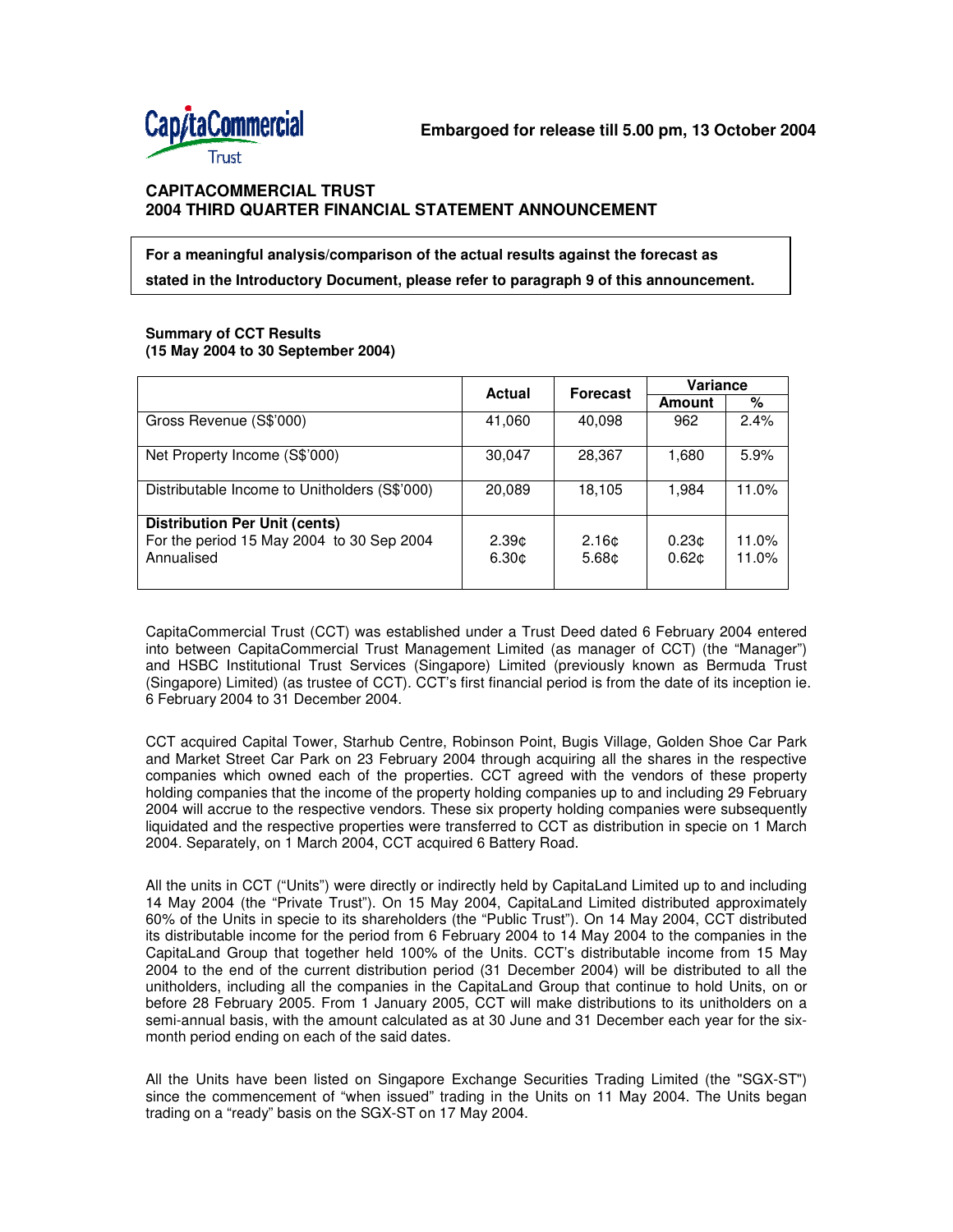**Embargoed for release till 5.00 pm, 13 October 2004**

# CAPITACOMMERCIAL TRUST
# 2004 THIRD QUARTER FINANCIAL STATEMENT ANNOUNCEMENT

**For a meaningful analysis/comparison of the actual results against the forecast as stated in the Introductory Document, please refer to paragraph 9 of this announcement.**

**Summary of CCT Results**
**(15 May 2004 to 30 September 2004)**

| | Actual | Forecast | Variance | |
|---|---|---|---|---|
| | | | Amount | % |
| Gross Revenue (S$'000) | 41,060 | 40,098 | 962 | 2.4% |
| Net Property Income (S$'000) | 30,047 | 28,367 | 1,680 | 5.9% |
| Distributable Income to Unitholders (S$'000) | 20,089 | 18,105 | 1,984 | 11.0% |
| **Distribution Per Unit (cents)** | | | | |
| For the period 15 May 2004 to 30 Sep 2004 | 2.39¢ | 2.16¢ | 0.23¢ | 11.0% |
| Annualised | 6.30¢ | 5.68¢ | 0.62¢ | 11.0% |

CapitaCommercial Trust (CCT) was established under a Trust Deed dated 6 February 2004 entered into between CapitaCommercial Trust Management Limited (as manager of CCT) (the "Manager") and HSBC Institutional Trust Services (Singapore) Limited (previously known as Bermuda Trust (Singapore) Limited) (as trustee of CCT). CCT's first financial period is from the date of its inception ie. 6 February 2004 to 31 December 2004.

CCT acquired Capital Tower, Starhub Centre, Robinson Point, Bugis Village, Golden Shoe Car Park and Market Street Car Park on 23 February 2004 through acquiring all the shares in the respective companies which owned each of the properties. CCT agreed with the vendors of these property holding companies that the income of the property holding companies up to and including 29 February 2004 will accrue to the respective vendors. These six property holding companies were subsequently liquidated and the respective properties were transferred to CCT as distribution in specie on 1 March 2004. Separately, on 1 March 2004, CCT acquired 6 Battery Road.

All the units in CCT ("Units") were directly or indirectly held by CapitaLand Limited up to and including 14 May 2004 (the "Private Trust"). On 15 May 2004, CapitaLand Limited distributed approximately 60% of the Units in specie to its shareholders (the "Public Trust"). On 14 May 2004, CCT distributed its distributable income for the period from 6 February 2004 to 14 May 2004 to the companies in the CapitaLand Group that together held 100% of the Units. CCT's distributable income from 15 May 2004 to the end of the current distribution period (31 December 2004) will be distributed to all the unitholders, including all the companies in the CapitaLand Group that continue to hold Units, on or before 28 February 2005. From 1 January 2005, CCT will make distributions to its unitholders on a semi-annual basis, with the amount calculated as at 30 June and 31 December each year for the six-month period ending on each of the said dates.

All the Units have been listed on Singapore Exchange Securities Trading Limited (the "SGX-ST") since the commencement of "when issued" trading in the Units on 11 May 2004. The Units began trading on a "ready" basis on the SGX-ST on 17 May 2004.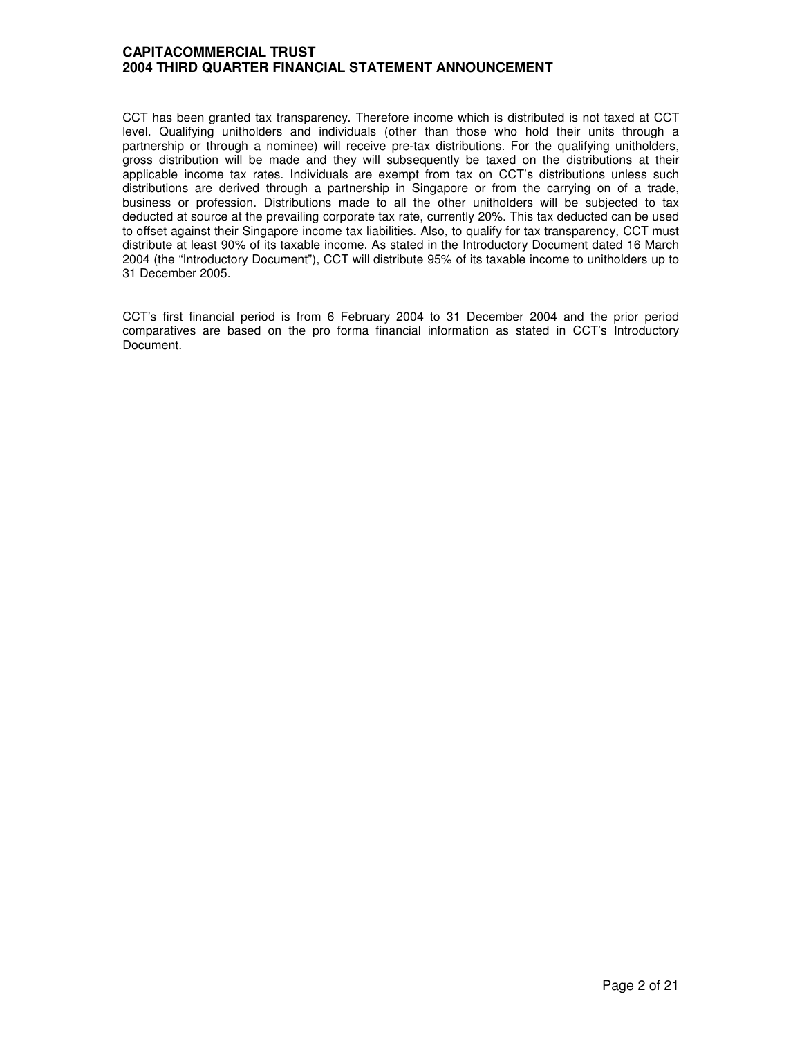CCT has been granted tax transparency. Therefore income which is distributed is not taxed at CCT level. Qualifying unitholders and individuals (other than those who hold their units through a partnership or through a nominee) will receive pre-tax distributions. For the qualifying unitholders, gross distribution will be made and they will subsequently be taxed on the distributions at their applicable income tax rates. Individuals are exempt from tax on CCT's distributions unless such distributions are derived through a partnership in Singapore or from the carrying on of a trade, business or profession. Distributions made to all the other unitholders will be subjected to tax deducted at source at the prevailing corporate tax rate, currently 20%. This tax deducted can be used to offset against their Singapore income tax liabilities. Also, to qualify for tax transparency, CCT must distribute at least 90% of its taxable income. As stated in the Introductory Document dated 16 March 2004 (the "Introductory Document"), CCT will distribute 95% of its taxable income to unitholders up to 31 December 2005.

CCT's first financial period is from 6 February 2004 to 31 December 2004 and the prior period comparatives are based on the pro forma financial information as stated in CCT's Introductory Document.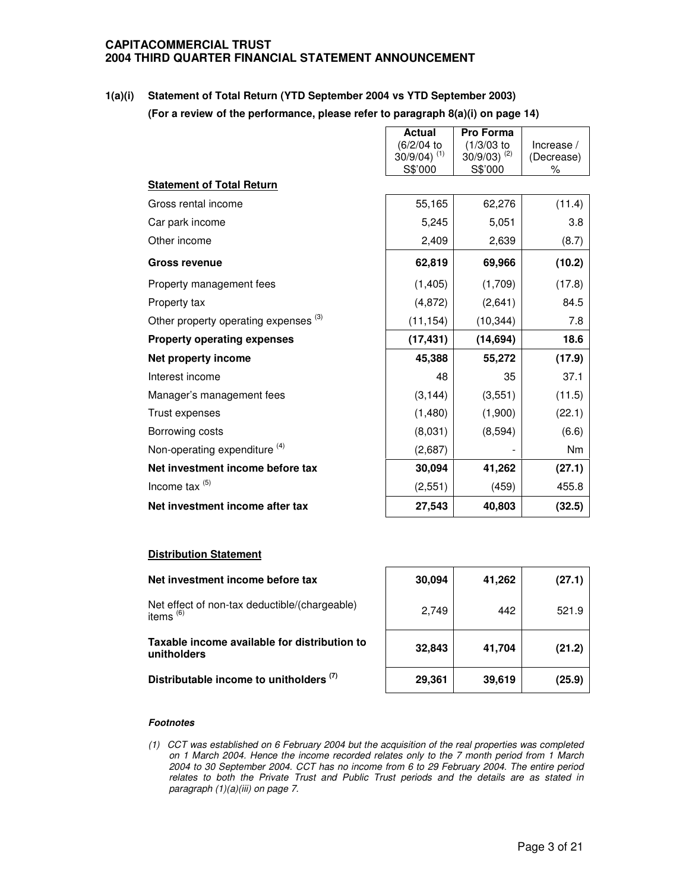**CAPITACOMMERCIAL TRUST**
**2004 THIRD QUARTER FINANCIAL STATEMENT ANNOUNCEMENT**

## 1(a)(i) Statement of Total Return (YTD September 2004 vs YTD September 2003)

**(For a review of the performance, please refer to paragraph 8(a)(i) on page 14)**

| | Actual (6/2/04 to 30/9/04) [(1)] S$'000 | Pro Forma (1/3/03 to 30/9/03) [(2)] S$'000 | Increase / (Decrease) % |
|---|---|---|---|
| **Statement of Total Return** | | | |
| Gross rental income | 55,165 | 62,276 | (11.4) |
| Car park income | 5,245 | 5,051 | 3.8 |
| Other income | 2,409 | 2,639 | (8.7) |
| **Gross revenue** | **62,819** | **69,966** | **(10.2)** |
| Property management fees | (1,405) | (1,709) | (17.8) |
| Property tax | (4,872) | (2,641) | 84.5 |
| Other property operating expenses [(3)] | (11,154) | (10,344) | 7.8 |
| **Property operating expenses** | **(17,431)** | **(14,694)** | **18.6** |
| **Net property income** | **45,388** | **55,272** | **(17.9)** |
| Interest income | 48 | 35 | 37.1 |
| Manager's management fees | (3,144) | (3,551) | (11.5) |
| Trust expenses | (1,480) | (1,900) | (22.1) |
| Borrowing costs | (8,031) | (8,594) | (6.6) |
| Non-operating expenditure [(4)] | (2,687) | - | Nm |
| **Net investment income before tax** | **30,094** | **41,262** | **(27.1)** |
| Income tax [(5)] | (2,551) | (459) | 455.8 |
| **Net investment income after tax** | **27,543** | **40,803** | **(32.5)** |

**Distribution Statement**

| | | | |
|---|---|---|---|
| **Net investment income before tax** | **30,094** | **41,262** | **(27.1)** |
| Net effect of non-tax deductible/(chargeable) items [(6)] | 2,749 | 442 | 521.9 |
| **Taxable income available for distribution to unitholders** | **32,843** | **41,704** | **(21.2)** |
| **Distributable income to unitholders [(7)]** | **29,361** | **39,619** | **(25.9)** |

***Footnotes***

*(1) CCT was established on 6 February 2004 but the acquisition of the real properties was completed on 1 March 2004. Hence the income recorded relates only to the 7 month period from 1 March 2004 to 30 September 2004. CCT has no income from 6 to 29 February 2004. The entire period relates to both the Private Trust and Public Trust periods and the details are as stated in paragraph (1)(a)(iii) on page 7.*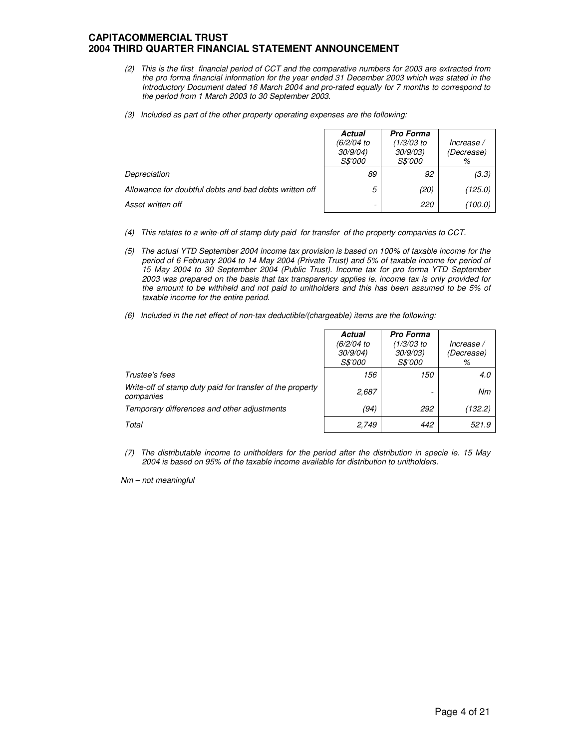*(2) This is the first financial period of CCT and the comparative numbers for 2003 are extracted from the pro forma financial information for the year ended 31 December 2003 which was stated in the Introductory Document dated 16 March 2004 and pro-rated equally for 7 months to correspond to the period from 1 March 2003 to 30 September 2003.*

*(3) Included as part of the other property operating expenses are the following:*

| | ***Actual*** *(6/2/04 to 30/9/04) S$'000* | ***Pro Forma*** *(1/3/03 to 30/9/03) S$'000* | *Increase / (Decrease) %* |
|---|---|---|---|
| *Depreciation* | *89* | *92* | *(3.3)* |
| *Allowance for doubtful debts and bad debts written off* | *5* | *(20)* | *(125.0)* |
| *Asset written off* | *-* | *220* | *(100.0)* |

*(4) This relates to a write-off of stamp duty paid for transfer of the property companies to CCT.*

*(5) The actual YTD September 2004 income tax provision is based on 100% of taxable income for the period of 6 February 2004 to 14 May 2004 (Private Trust) and 5% of taxable income for period of 15 May 2004 to 30 September 2004 (Public Trust). Income tax for pro forma YTD September 2003 was prepared on the basis that tax transparency applies ie. income tax is only provided for the amount to be withheld and not paid to unitholders and this has been assumed to be 5% of taxable income for the entire period.*

*(6) Included in the net effect of non-tax deductible/(chargeable) items are the following:*

| | ***Actual*** *(6/2/04 to 30/9/04) S$'000* | ***Pro Forma*** *(1/3/03 to 30/9/03) S$'000* | *Increase / (Decrease) %* |
|---|---|---|---|
| *Trustee's fees* | *156* | *150* | *4.0* |
| *Write-off of stamp duty paid for transfer of the property companies* | *2,687* | *-* | *Nm* |
| *Temporary differences and other adjustments* | *(94)* | *292* | *(132.2)* |
| *Total* | *2,749* | *442* | *521.9* |

*(7) The distributable income to unitholders for the period after the distribution in specie ie. 15 May 2004 is based on 95% of the taxable income available for distribution to unitholders.*

*Nm – not meaningful*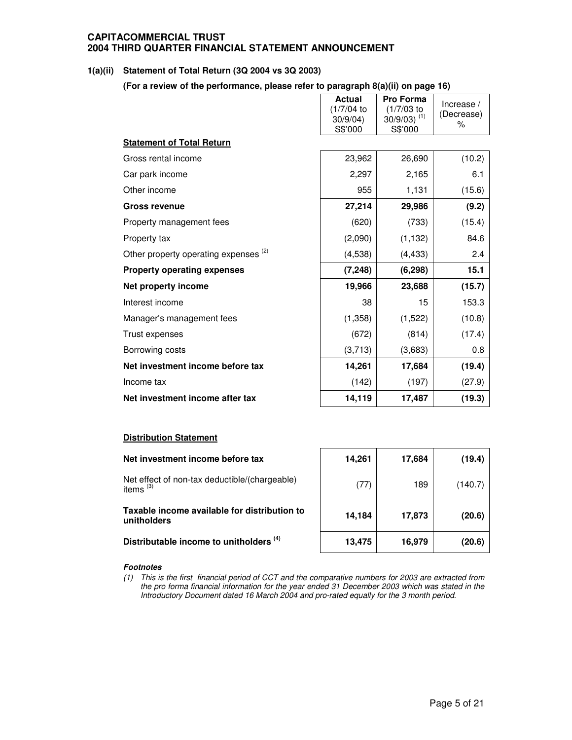**CAPITACOMMERCIAL TRUST**
**2004 THIRD QUARTER FINANCIAL STATEMENT ANNOUNCEMENT**

**1(a)(ii) Statement of Total Return (3Q 2004 vs 3Q 2003)**

**(For a review of the performance, please refer to paragraph 8(a)(ii) on page 16)**

| | **Actual** (1/7/04 to 30/9/04) S$'000 | **Pro Forma** (1/7/03 to 30/9/03) [1] S$'000 | Increase / (Decrease) % |
|---|---|---|---|
| **Statement of Total Return** | | | |
| Gross rental income | 23,962 | 26,690 | (10.2) |
| Car park income | 2,297 | 2,165 | 6.1 |
| Other income | 955 | 1,131 | (15.6) |
| **Gross revenue** | **27,214** | **29,986** | **(9.2)** |
| Property management fees | (620) | (733) | (15.4) |
| Property tax | (2,090) | (1,132) | 84.6 |
| Other property operating expenses [2] | (4,538) | (4,433) | 2.4 |
| **Property operating expenses** | **(7,248)** | **(6,298)** | **15.1** |
| **Net property income** | **19,966** | **23,688** | **(15.7)** |
| Interest income | 38 | 15 | 153.3 |
| Manager's management fees | (1,358) | (1,522) | (10.8) |
| Trust expenses | (672) | (814) | (17.4) |
| Borrowing costs | (3,713) | (3,683) | 0.8 |
| **Net investment income before tax** | **14,261** | **17,684** | **(19.4)** |
| Income tax | (142) | (197) | (27.9) |
| **Net investment income after tax** | **14,119** | **17,487** | **(19.3)** |

**Distribution Statement**

| | **Actual** (1/7/04 to 30/9/04) S$'000 | **Pro Forma** (1/7/03 to 30/9/03) [1] S$'000 | Increase / (Decrease) % |
|---|---|---|---|
| **Net investment income before tax** | **14,261** | **17,684** | **(19.4)** |
| Net effect of non-tax deductible/(chargeable) items [3] | (77) | 189 | (140.7) |
| **Taxable income available for distribution to unitholders** | **14,184** | **17,873** | **(20.6)** |
| **Distributable income to unitholders [4]** | **13,475** | **16,979** | **(20.6)** |

***Footnotes***

*(1) This is the first financial period of CCT and the comparative numbers for 2003 are extracted from the pro forma financial information for the year ended 31 December 2003 which was stated in the Introductory Document dated 16 March 2004 and pro-rated equally for the 3 month period.*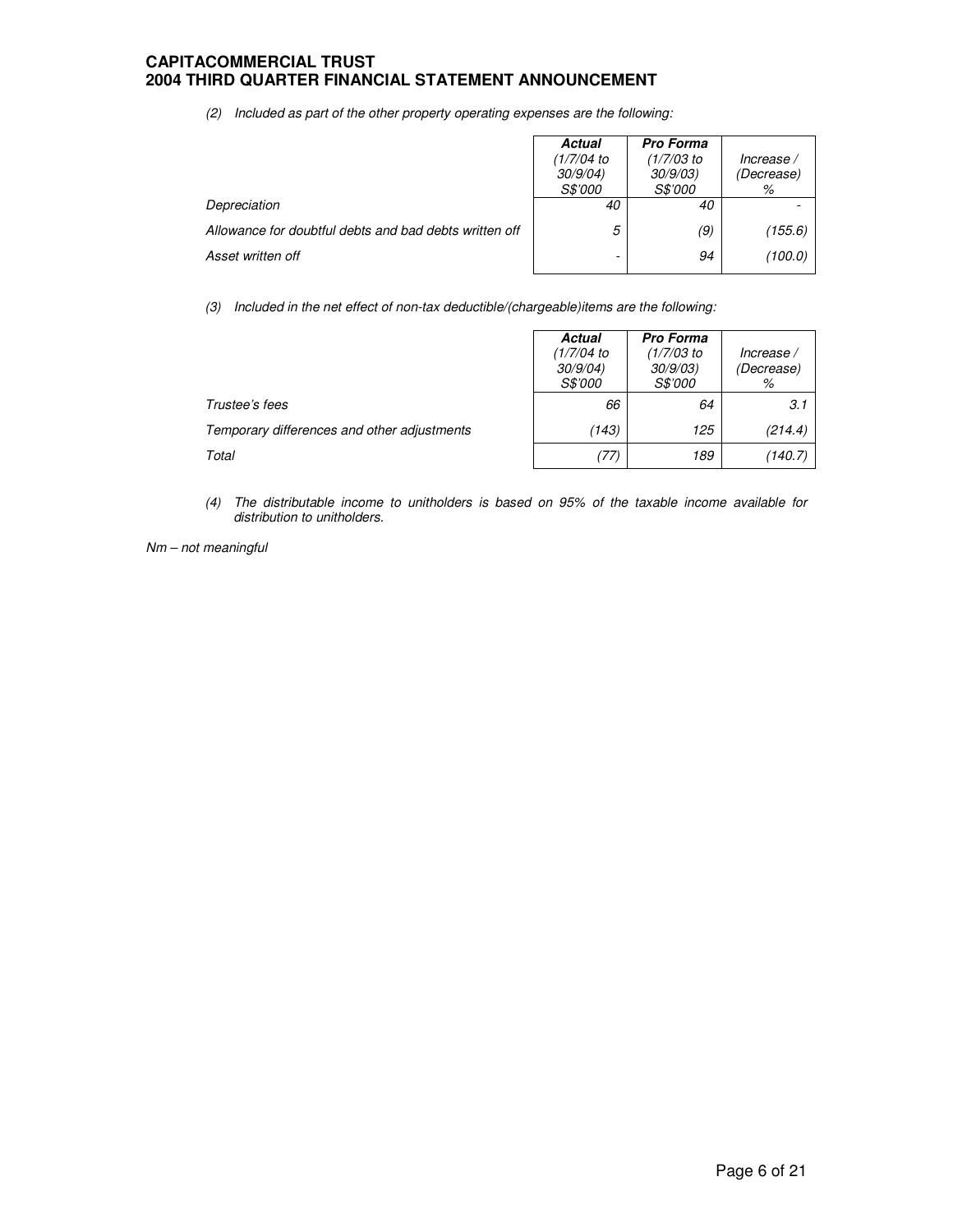*(2) Included as part of the other property operating expenses are the following:*

| | ***Actual*** *(1/7/04 to 30/9/04) S$'000* | ***Pro Forma*** *(1/7/03 to 30/9/03) S$'000* | *Increase / (Decrease) %* |
|---|---|---|---|
| *Depreciation* | *40* | *40* | *-* |
| *Allowance for doubtful debts and bad debts written off* | *5* | *(9)* | *(155.6)* |
| *Asset written off* | *-* | *94* | *(100.0)* |

*(3) Included in the net effect of non-tax deductible/(chargeable)items are the following:*

| | ***Actual*** *(1/7/04 to 30/9/04) S$'000* | ***Pro Forma*** *(1/7/03 to 30/9/03) S$'000* | *Increase / (Decrease) %* |
|---|---|---|---|
| *Trustee's fees* | *66* | *64* | *3.1* |
| *Temporary differences and other adjustments* | *(143)* | *125* | *(214.4)* |
| *Total* | *(77)* | *189* | *(140.7)* |

*(4) The distributable income to unitholders is based on 95% of the taxable income available for distribution to unitholders.*

*Nm – not meaningful*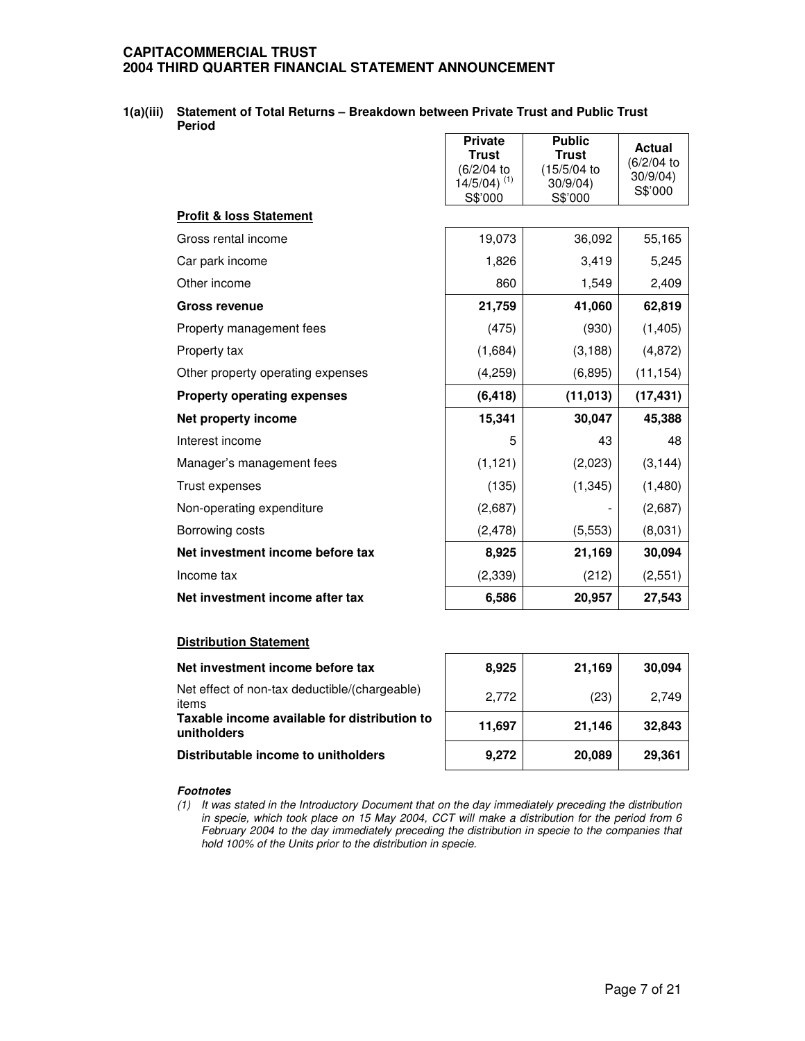**CAPITACOMMERCIAL TRUST**
**2004 THIRD QUARTER FINANCIAL STATEMENT ANNOUNCEMENT**

**1(a)(iii) Statement of Total Returns – Breakdown between Private Trust and Public Trust Period**

| | Private Trust (6/2/04 to 14/5/04) [(1)] S$'000 | Public Trust (15/5/04 to 30/9/04) S$'000 | Actual (6/2/04 to 30/9/04) S$'000 |
|---|---|---|---|
| **Profit & loss Statement** | | | |
| Gross rental income | 19,073 | 36,092 | 55,165 |
| Car park income | 1,826 | 3,419 | 5,245 |
| Other income | 860 | 1,549 | 2,409 |
| **Gross revenue** | **21,759** | **41,060** | **62,819** |
| Property management fees | (475) | (930) | (1,405) |
| Property tax | (1,684) | (3,188) | (4,872) |
| Other property operating expenses | (4,259) | (6,895) | (11,154) |
| **Property operating expenses** | **(6,418)** | **(11,013)** | **(17,431)** |
| **Net property income** | **15,341** | **30,047** | **45,388** |
| Interest income | 5 | 43 | 48 |
| Manager's management fees | (1,121) | (2,023) | (3,144) |
| Trust expenses | (135) | (1,345) | (1,480) |
| Non-operating expenditure | (2,687) | - | (2,687) |
| Borrowing costs | (2,478) | (5,553) | (8,031) |
| **Net investment income before tax** | **8,925** | **21,169** | **30,094** |
| Income tax | (2,339) | (212) | (2,551) |
| **Net investment income after tax** | **6,586** | **20,957** | **27,543** |
| **Distribution Statement** | | | |
| **Net investment income before tax** | **8,925** | **21,169** | **30,094** |
| Net effect of non-tax deductible/(chargeable) items | 2,772 | (23) | 2,749 |
| **Taxable income available for distribution to unitholders** | **11,697** | **21,146** | **32,843** |
| **Distributable income to unitholders** | **9,272** | **20,089** | **29,361** |

***Footnotes***

*(1) It was stated in the Introductory Document that on the day immediately preceding the distribution in specie, which took place on 15 May 2004, CCT will make a distribution for the period from 6 February 2004 to the day immediately preceding the distribution in specie to the companies that hold 100% of the Units prior to the distribution in specie.*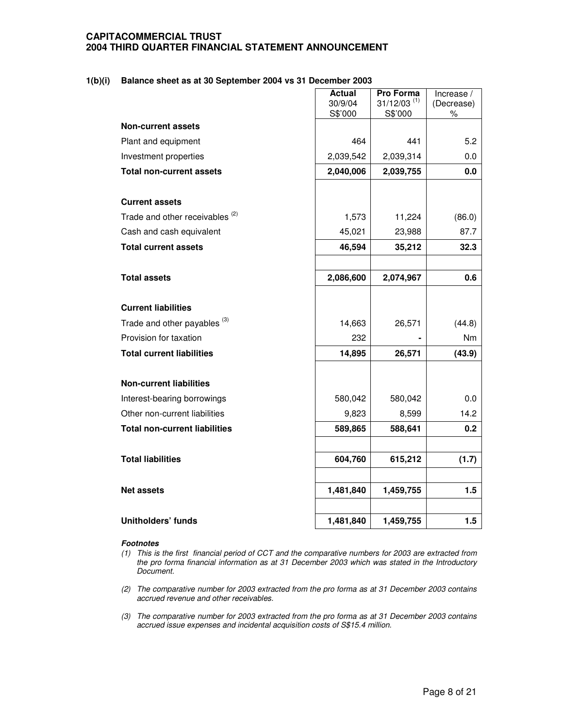**CAPITACOMMERCIAL TRUST**
**2004 THIRD QUARTER FINANCIAL STATEMENT ANNOUNCEMENT**

**1(b)(i) Balance sheet as at 30 September 2004 vs 31 December 2003**

| | **Actual** 30/9/04 S$'000 | **Pro Forma** 31/12/03 [(1)] S$'000 | Increase / (Decrease) % |
|---|---|---|---|
| **Non-current assets** | | | |
| Plant and equipment | 464 | 441 | 5.2 |
| Investment properties | 2,039,542 | 2,039,314 | 0.0 |
| **Total non-current assets** | **2,040,006** | **2,039,755** | **0.0** |
| | | | |
| **Current assets** | | | |
| Trade and other receivables [(2)] | 1,573 | 11,224 | (86.0) |
| Cash and cash equivalent | 45,021 | 23,988 | 87.7 |
| **Total current assets** | **46,594** | **35,212** | **32.3** |
| | | | |
| **Total assets** | **2,086,600** | **2,074,967** | **0.6** |
| | | | |
| **Current liabilities** | | | |
| Trade and other payables [(3)] | 14,663 | 26,571 | (44.8) |
| Provision for taxation | 232 | - | Nm |
| **Total current liabilities** | **14,895** | **26,571** | **(43.9)** |
| | | | |
| **Non-current liabilities** | | | |
| Interest-bearing borrowings | 580,042 | 580,042 | 0.0 |
| Other non-current liabilities | 9,823 | 8,599 | 14.2 |
| **Total non-current liabilities** | **589,865** | **588,641** | **0.2** |
| | | | |
| **Total liabilities** | **604,760** | **615,212** | **(1.7)** |
| | | | |
| **Net assets** | **1,481,840** | **1,459,755** | **1.5** |
| | | | |
| **Unitholders' funds** | **1,481,840** | **1,459,755** | **1.5** |

***Footnotes***

*(1) This is the first financial period of CCT and the comparative numbers for 2003 are extracted from the pro forma financial information as at 31 December 2003 which was stated in the Introductory Document.*

*(2) The comparative number for 2003 extracted from the pro forma as at 31 December 2003 contains accrued revenue and other receivables.*

*(3) The comparative number for 2003 extracted from the pro forma as at 31 December 2003 contains accrued issue expenses and incidental acquisition costs of S$15.4 million.*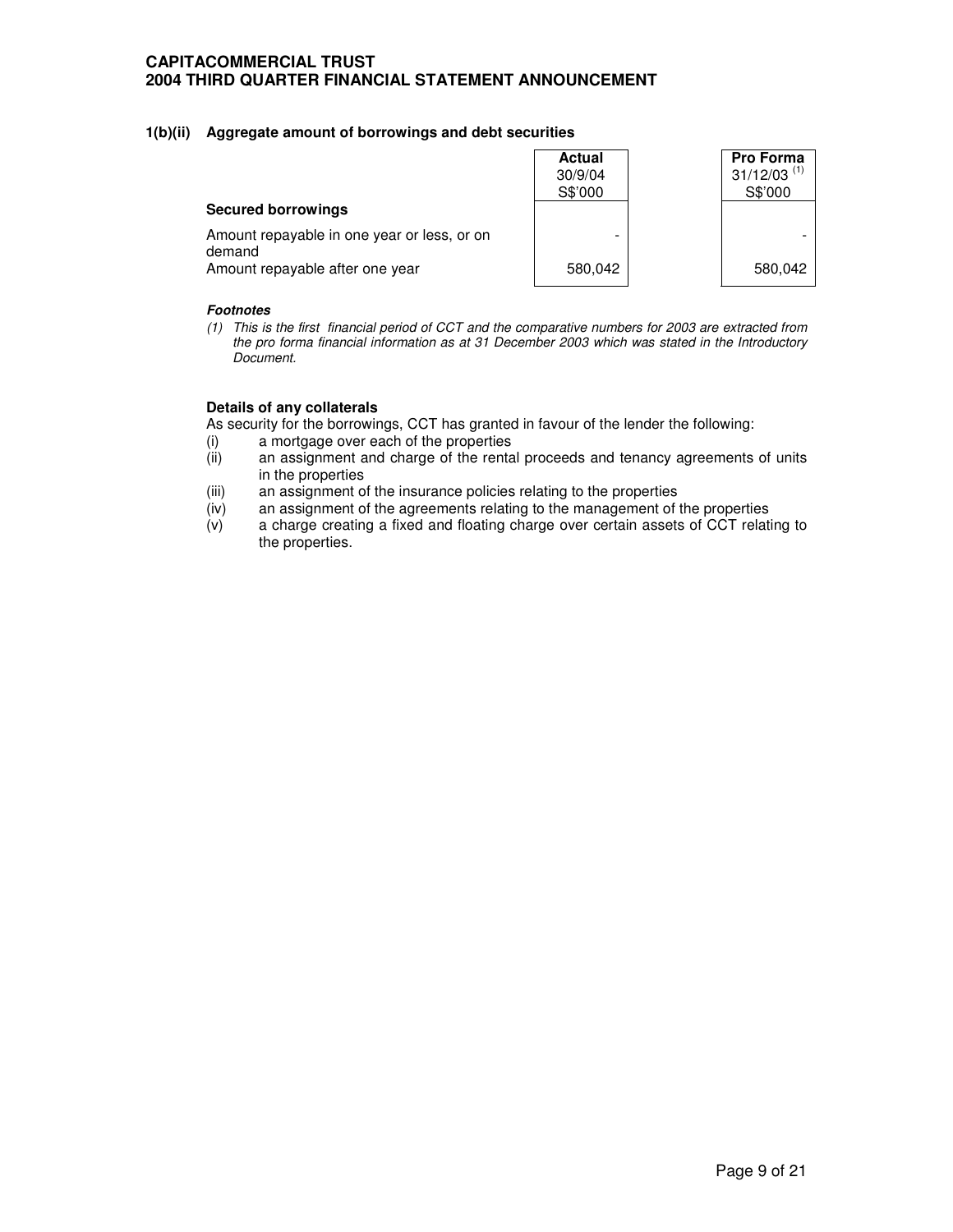## 1(b)(ii) Aggregate amount of borrowings and debt securities

| | Actual 30/9/04 S$'000 | Pro Forma 31/12/03 [(1)] S$'000 |
|---|---|---|
| **Secured borrowings** | | |
| Amount repayable in one year or less, or on demand | - | - |
| Amount repayable after one year | 580,042 | 580,042 |

***Footnotes***

*(1) This is the first financial period of CCT and the comparative numbers for 2003 are extracted from the pro forma financial information as at 31 December 2003 which was stated in the Introductory Document.*

**Details of any collaterals**

As security for the borrowings, CCT has granted in favour of the lender the following:

(i) a mortgage over each of the properties

(ii) an assignment and charge of the rental proceeds and tenancy agreements of units in the properties

(iii) an assignment of the insurance policies relating to the properties

(iv) an assignment of the agreements relating to the management of the properties

(v) a charge creating a fixed and floating charge over certain assets of CCT relating to the properties.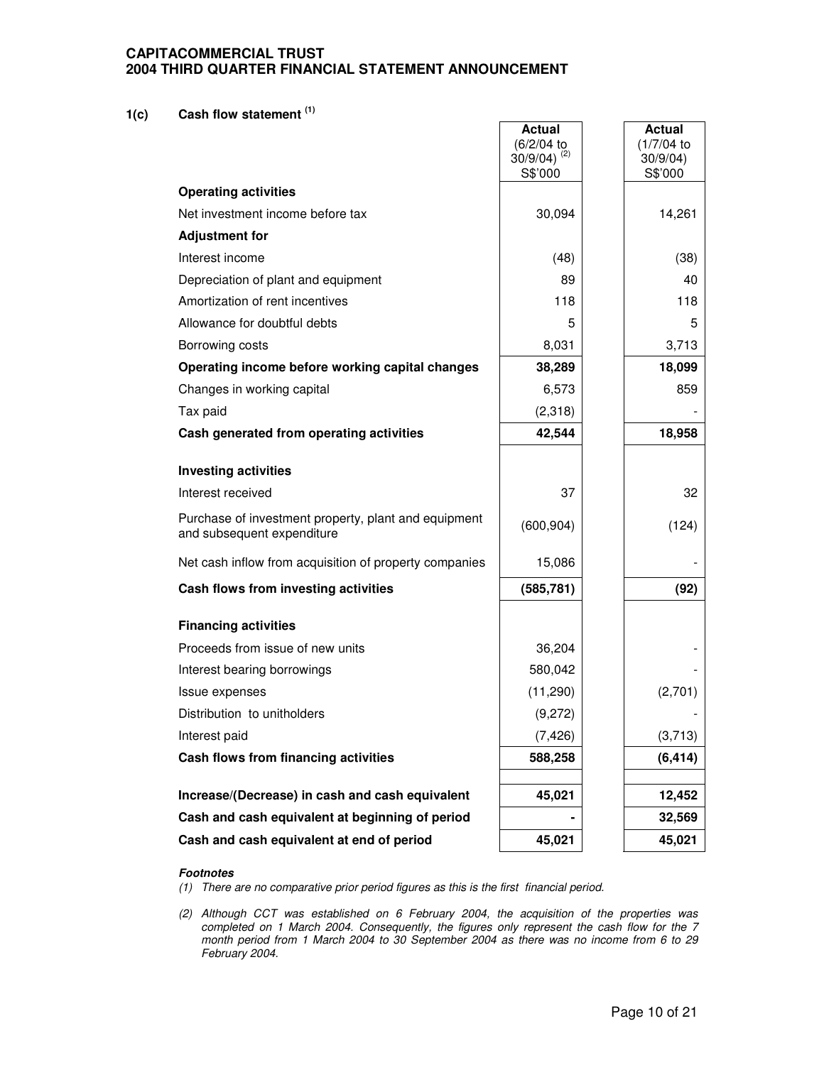**CAPITACOMMERCIAL TRUST**
**2004 THIRD QUARTER FINANCIAL STATEMENT ANNOUNCEMENT**

**1(c) Cash flow statement [(1)]**

| | Actual (6/2/04 to 30/9/04) [(2)] S$'000 | Actual (1/7/04 to 30/9/04) S$'000 |
|---|---|---|
| **Operating activities** | | |
| Net investment income before tax | 30,094 | 14,261 |
| **Adjustment for** | | |
| Interest income | (48) | (38) |
| Depreciation of plant and equipment | 89 | 40 |
| Amortization of rent incentives | 118 | 118 |
| Allowance for doubtful debts | 5 | 5 |
| Borrowing costs | 8,031 | 3,713 |
| **Operating income before working capital changes** | **38,289** | **18,099** |
| Changes in working capital | 6,573 | 859 |
| Tax paid | (2,318) | - |
| **Cash generated from operating activities** | **42,544** | **18,958** |
| **Investing activities** | | |
| Interest received | 37 | 32 |
| Purchase of investment property, plant and equipment and subsequent expenditure | (600,904) | (124) |
| Net cash inflow from acquisition of property companies | 15,086 | - |
| **Cash flows from investing activities** | **(585,781)** | **(92)** |
| **Financing activities** | | |
| Proceeds from issue of new units | 36,204 | - |
| Interest bearing borrowings | 580,042 | - |
| Issue expenses | (11,290) | (2,701) |
| Distribution to unitholders | (9,272) | - |
| Interest paid | (7,426) | (3,713) |
| **Cash flows from financing activities** | **588,258** | **(6,414)** |
| **Increase/(Decrease) in cash and cash equivalent** | **45,021** | **12,452** |
| **Cash and cash equivalent at beginning of period** | **-** | **32,569** |
| **Cash and cash equivalent at end of period** | **45,021** | **45,021** |

***Footnotes***

*(1) There are no comparative prior period figures as this is the first financial period.*

*(2) Although CCT was established on 6 February 2004, the acquisition of the properties was completed on 1 March 2004. Consequently, the figures only represent the cash flow for the 7 month period from 1 March 2004 to 30 September 2004 as there was no income from 6 to 29 February 2004.*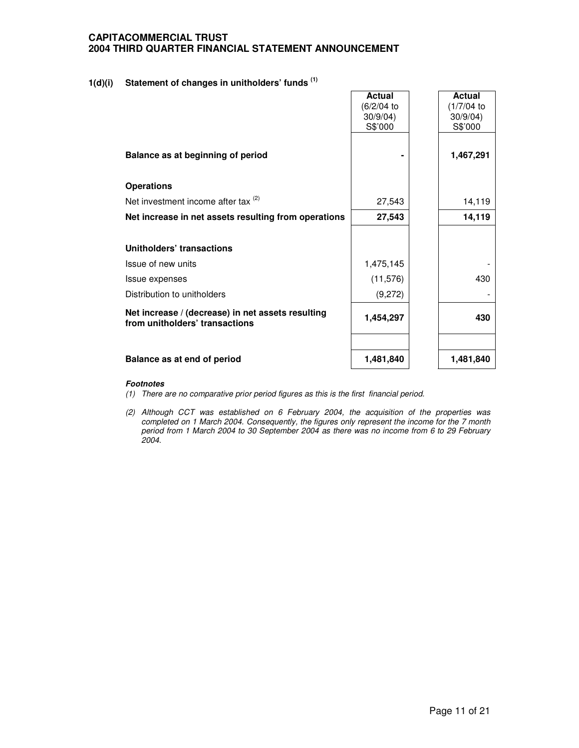**1(d)(i) Statement of changes in unitholders' funds [1]**

| | Actual (6/2/04 to 30/9/04) S$'000 | Actual (1/7/04 to 30/9/04) S$'000 |
|---|---|---|
| **Balance as at beginning of period** | **-** | **1,467,291** |
| **Operations** | | |
| Net investment income after tax [2] | 27,543 | 14,119 |
| **Net increase in net assets resulting from operations** | **27,543** | **14,119** |
| **Unitholders' transactions** | | |
| Issue of new units | 1,475,145 | - |
| Issue expenses | (11,576) | 430 |
| Distribution to unitholders | (9,272) | - |
| **Net increase / (decrease) in net assets resulting from unitholders' transactions** | **1,454,297** | **430** |
| **Balance as at end of period** | **1,481,840** | **1,481,840** |

***Footnotes***

*(1) There are no comparative prior period figures as this is the first financial period.*

*(2) Although CCT was established on 6 February 2004, the acquisition of the properties was completed on 1 March 2004. Consequently, the figures only represent the income for the 7 month period from 1 March 2004 to 30 September 2004 as there was no income from 6 to 29 February 2004.*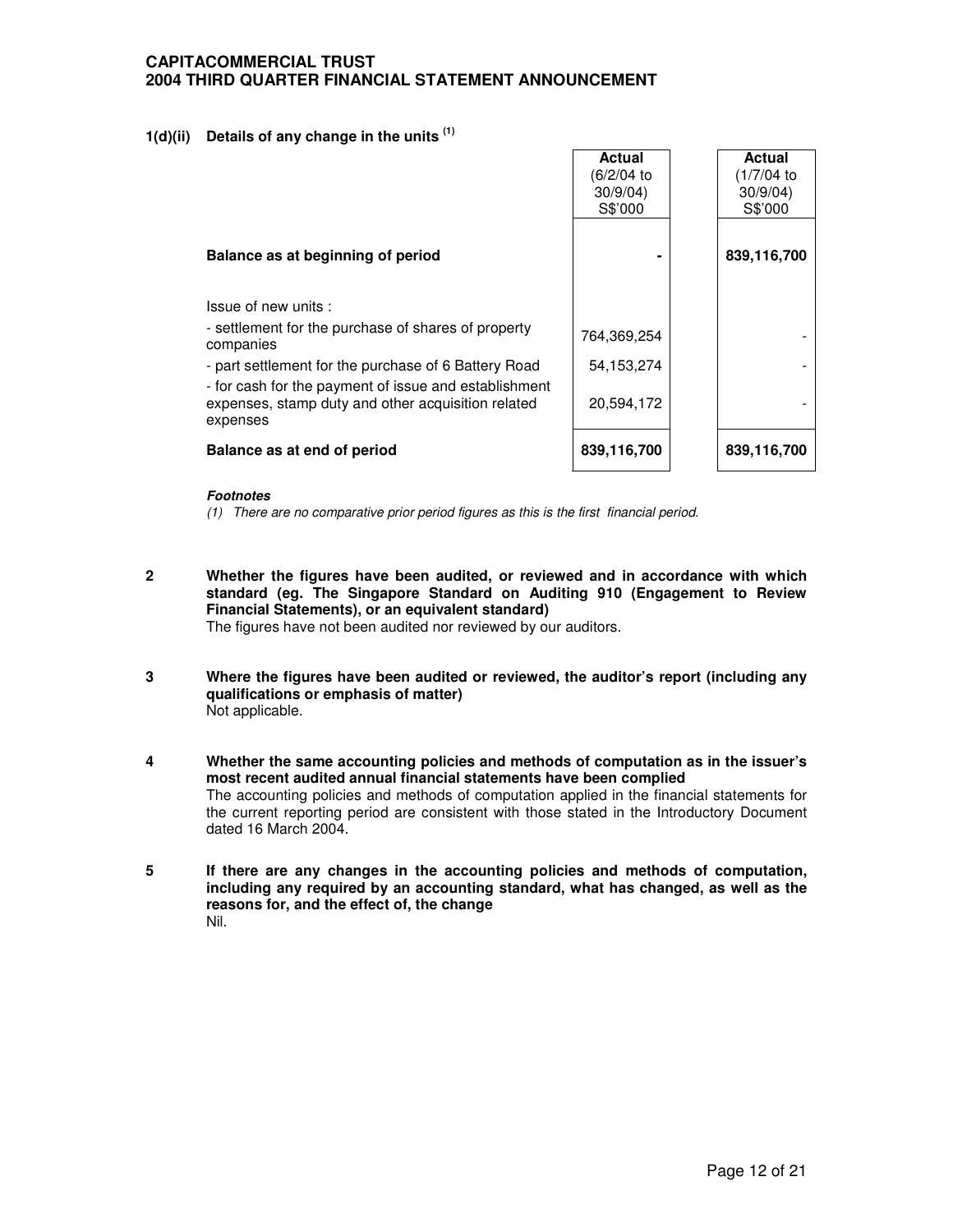**CAPITACOMMERCIAL TRUST**
**2004 THIRD QUARTER FINANCIAL STATEMENT ANNOUNCEMENT**

**1(d)(ii) Details of any change in the units [(1)]**

| | Actual (6/2/04 to 30/9/04) S$'000 | Actual (1/7/04 to 30/9/04) S$'000 |
|---|---|---|
| **Balance as at beginning of period** | - | **839,116,700** |
| Issue of new units : | | |
| - settlement for the purchase of shares of property companies | 764,369,254 | - |
| - part settlement for the purchase of 6 Battery Road | 54,153,274 | - |
| - for cash for the payment of issue and establishment expenses, stamp duty and other acquisition related expenses | 20,594,172 | - |
| **Balance as at end of period** | **839,116,700** | **839,116,700** |

***Footnotes***

*(1) There are no comparative prior period figures as this is the first financial period.*

**2 Whether the figures have been audited, or reviewed and in accordance with which standard (eg. The Singapore Standard on Auditing 910 (Engagement to Review Financial Statements), or an equivalent standard)**

The figures have not been audited nor reviewed by our auditors.

**3 Where the figures have been audited or reviewed, the auditor's report (including any qualifications or emphasis of matter)**

Not applicable.

**4 Whether the same accounting policies and methods of computation as in the issuer's most recent audited annual financial statements have been complied**

The accounting policies and methods of computation applied in the financial statements for the current reporting period are consistent with those stated in the Introductory Document dated 16 March 2004.

**5 If there are any changes in the accounting policies and methods of computation, including any required by an accounting standard, what has changed, as well as the reasons for, and the effect of, the change**

Nil.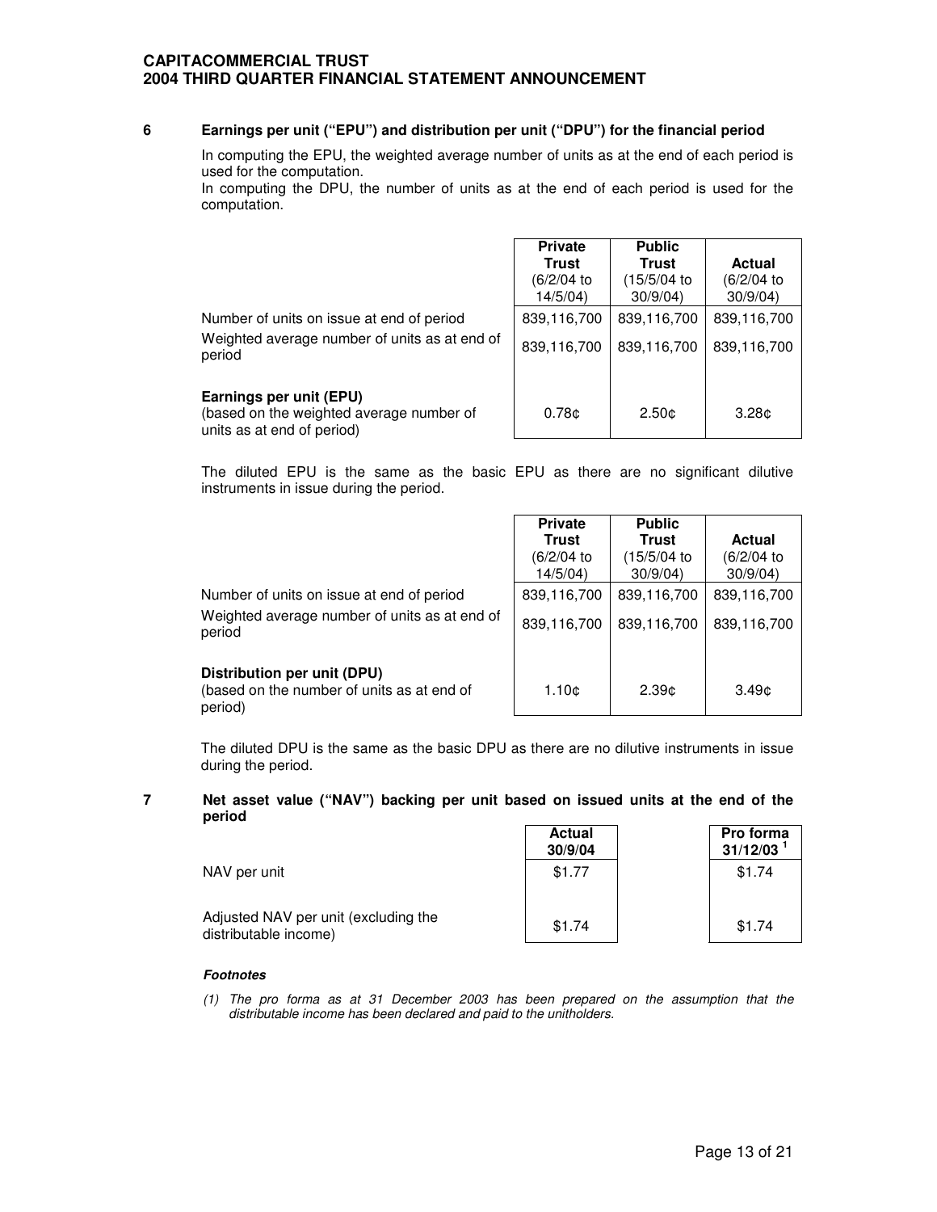## 6 Earnings per unit ("EPU") and distribution per unit ("DPU") for the financial period

In computing the EPU, the weighted average number of units as at the end of each period is used for the computation.
In computing the DPU, the number of units as at the end of each period is used for the computation.

| | Private Trust (6/2/04 to 14/5/04) | Public Trust (15/5/04 to 30/9/04) | Actual (6/2/04 to 30/9/04) |
|---|---|---|---|
| Number of units on issue at end of period | 839,116,700 | 839,116,700 | 839,116,700 |
| Weighted average number of units as at end of period | 839,116,700 | 839,116,700 | 839,116,700 |
| **Earnings per unit (EPU)** (based on the weighted average number of units as at end of period) | 0.78¢ | 2.50¢ | 3.28¢ |

The diluted EPU is the same as the basic EPU as there are no significant dilutive instruments in issue during the period.

| | Private Trust (6/2/04 to 14/5/04) | Public Trust (15/5/04 to 30/9/04) | Actual (6/2/04 to 30/9/04) |
|---|---|---|---|
| Number of units on issue at end of period | 839,116,700 | 839,116,700 | 839,116,700 |
| Weighted average number of units as at end of period | 839,116,700 | 839,116,700 | 839,116,700 |
| **Distribution per unit (DPU)** (based on the number of units as at end of period) | 1.10¢ | 2.39¢ | 3.49¢ |

The diluted DPU is the same as the basic DPU as there are no dilutive instruments in issue during the period.

## 7 Net asset value ("NAV") backing per unit based on issued units at the end of the period

| | Actual 30/9/04 | Pro forma 31/12/03 [1] |
|---|---|---|
| NAV per unit | $1.77 | $1.74 |
| Adjusted NAV per unit (excluding the distributable income) | $1.74 | $1.74 |

***Footnotes***

*(1) The pro forma as at 31 December 2003 has been prepared on the assumption that the distributable income has been declared and paid to the unitholders.*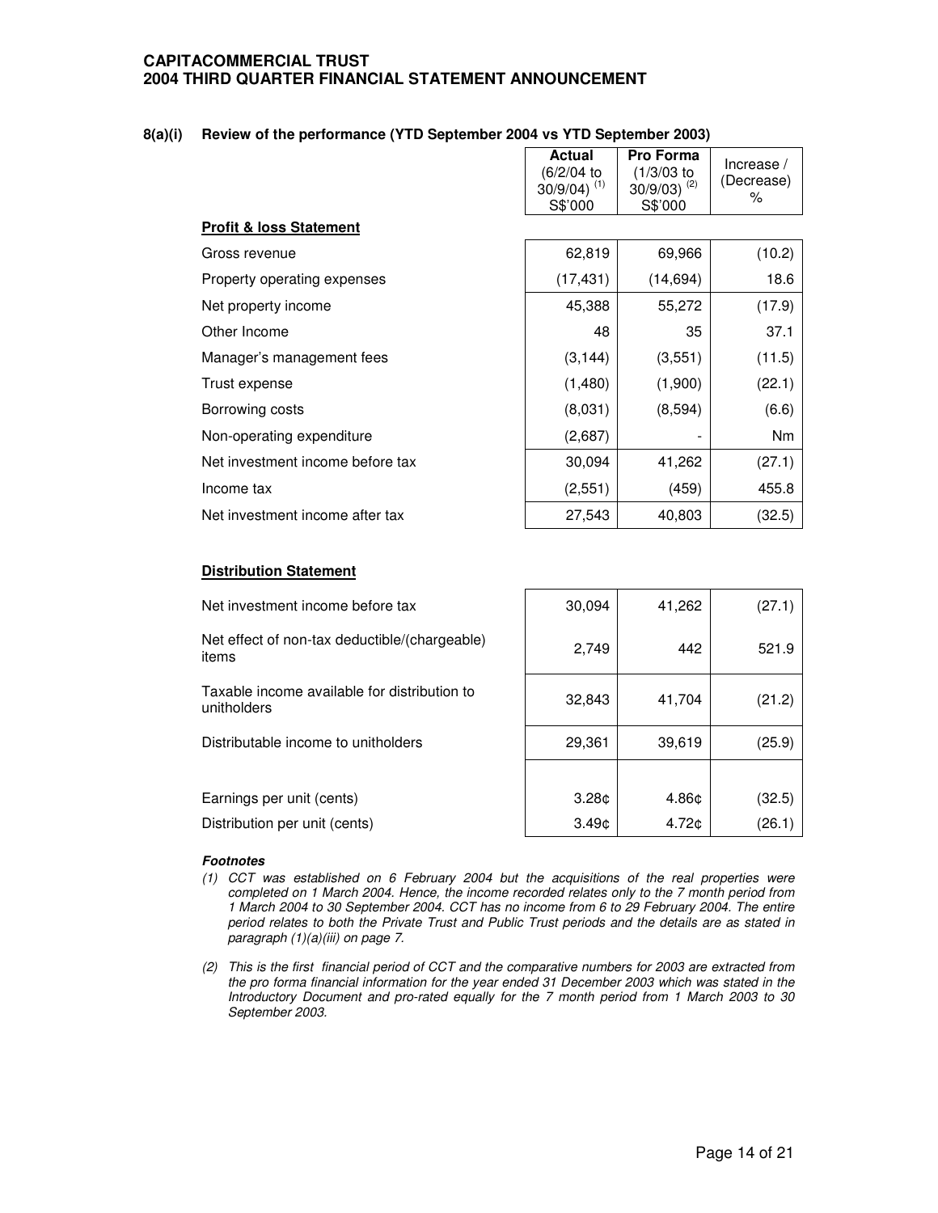**CAPITACOMMERCIAL TRUST**
**2004 THIRD QUARTER FINANCIAL STATEMENT ANNOUNCEMENT**

**8(a)(i) Review of the performance (YTD September 2004 vs YTD September 2003)**

| | **Actual** (6/2/04 to 30/9/04) (1) S$'000 | **Pro Forma** (1/3/03 to 30/9/03) (2) S$'000 | Increase / (Decrease) % |
|---|---|---|---|
| **Profit & loss Statement** | | | |
| Gross revenue | 62,819 | 69,966 | (10.2) |
| Property operating expenses | (17,431) | (14,694) | 18.6 |
| Net property income | 45,388 | 55,272 | (17.9) |
| Other Income | 48 | 35 | 37.1 |
| Manager's management fees | (3,144) | (3,551) | (11.5) |
| Trust expense | (1,480) | (1,900) | (22.1) |
| Borrowing costs | (8,031) | (8,594) | (6.6) |
| Non-operating expenditure | (2,687) | - | Nm |
| Net investment income before tax | 30,094 | 41,262 | (27.1) |
| Income tax | (2,551) | (459) | 455.8 |
| Net investment income after tax | 27,543 | 40,803 | (32.5) |

**Distribution Statement**

| | | | |
|---|---|---|---|
| Net investment income before tax | 30,094 | 41,262 | (27.1) |
| Net effect of non-tax deductible/(chargeable) items | 2,749 | 442 | 521.9 |
| Taxable income available for distribution to unitholders | 32,843 | 41,704 | (21.2) |
| Distributable income to unitholders | 29,361 | 39,619 | (25.9) |
| Earnings per unit (cents) | 3.28¢ | 4.86¢ | (32.5) |
| Distribution per unit (cents) | 3.49¢ | 4.72¢ | (26.1) |

***Footnotes***

*(1) CCT was established on 6 February 2004 but the acquisitions of the real properties were completed on 1 March 2004. Hence, the income recorded relates only to the 7 month period from 1 March 2004 to 30 September 2004. CCT has no income from 6 to 29 February 2004. The entire period relates to both the Private Trust and Public Trust periods and the details are as stated in paragraph (1)(a)(iii) on page 7.*

*(2) This is the first financial period of CCT and the comparative numbers for 2003 are extracted from the pro forma financial information for the year ended 31 December 2003 which was stated in the Introductory Document and pro-rated equally for the 7 month period from 1 March 2003 to 30 September 2003.*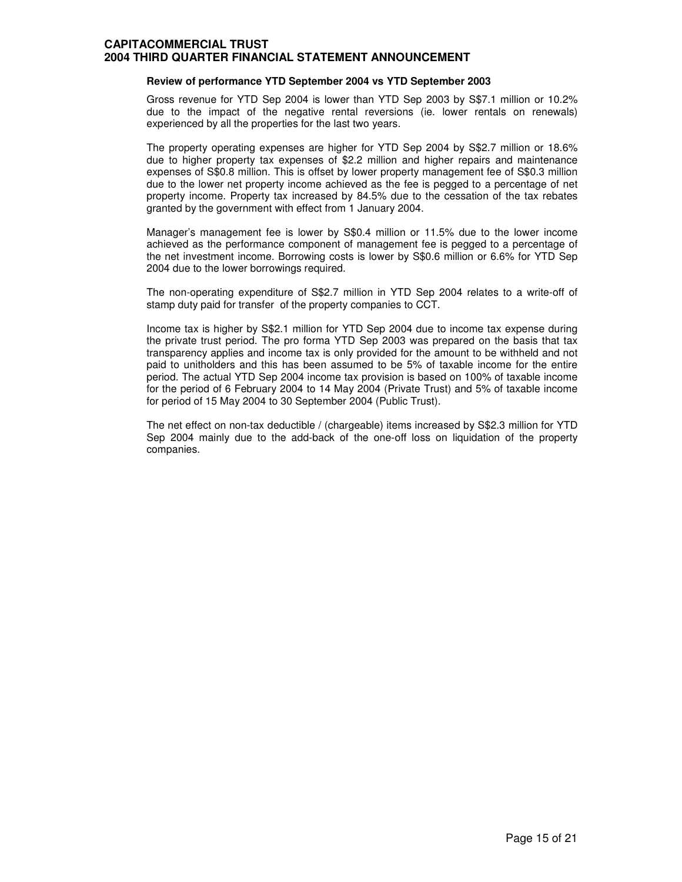**Review of performance YTD September 2004 vs YTD September 2003**

Gross revenue for YTD Sep 2004 is lower than YTD Sep 2003 by S$7.1 million or 10.2% due to the impact of the negative rental reversions (ie. lower rentals on renewals) experienced by all the properties for the last two years.

The property operating expenses are higher for YTD Sep 2004 by S$2.7 million or 18.6% due to higher property tax expenses of $2.2 million and higher repairs and maintenance expenses of S$0.8 million. This is offset by lower property management fee of S$0.3 million due to the lower net property income achieved as the fee is pegged to a percentage of net property income. Property tax increased by 84.5% due to the cessation of the tax rebates granted by the government with effect from 1 January 2004.

Manager's management fee is lower by S$0.4 million or 11.5% due to the lower income achieved as the performance component of management fee is pegged to a percentage of the net investment income. Borrowing costs is lower by S$0.6 million or 6.6% for YTD Sep 2004 due to the lower borrowings required.

The non-operating expenditure of S$2.7 million in YTD Sep 2004 relates to a write-off of stamp duty paid for transfer of the property companies to CCT.

Income tax is higher by S$2.1 million for YTD Sep 2004 due to income tax expense during the private trust period. The pro forma YTD Sep 2003 was prepared on the basis that tax transparency applies and income tax is only provided for the amount to be withheld and not paid to unitholders and this has been assumed to be 5% of taxable income for the entire period. The actual YTD Sep 2004 income tax provision is based on 100% of taxable income for the period of 6 February 2004 to 14 May 2004 (Private Trust) and 5% of taxable income for period of 15 May 2004 to 30 September 2004 (Public Trust).

The net effect on non-tax deductible / (chargeable) items increased by S$2.3 million for YTD Sep 2004 mainly due to the add-back of the one-off loss on liquidation of the property companies.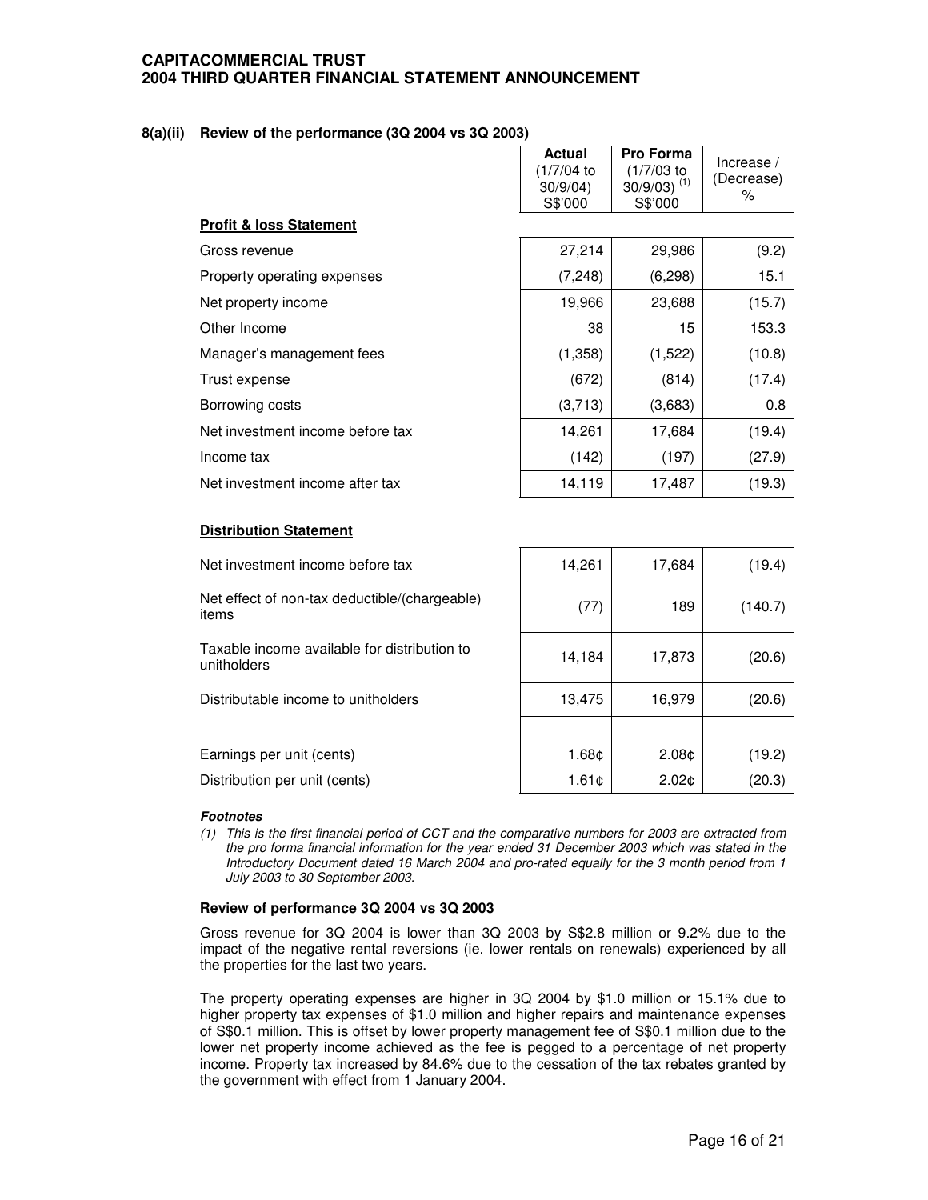**CAPITACOMMERCIAL TRUST**
**2004 THIRD QUARTER FINANCIAL STATEMENT ANNOUNCEMENT**

**8(a)(ii) Review of the performance (3Q 2004 vs 3Q 2003)**

| | Actual (1/7/04 to 30/9/04) S$'000 | Pro Forma (1/7/03 to 30/9/03) [1] S$'000 | Increase / (Decrease) % |
|---|---|---|---|
| **Profit & loss Statement** | | | |
| Gross revenue | 27,214 | 29,986 | (9.2) |
| Property operating expenses | (7,248) | (6,298) | 15.1 |
| Net property income | 19,966 | 23,688 | (15.7) |
| Other Income | 38 | 15 | 153.3 |
| Manager's management fees | (1,358) | (1,522) | (10.8) |
| Trust expense | (672) | (814) | (17.4) |
| Borrowing costs | (3,713) | (3,683) | 0.8 |
| Net investment income before tax | 14,261 | 17,684 | (19.4) |
| Income tax | (142) | (197) | (27.9) |
| Net investment income after tax | 14,119 | 17,487 | (19.3) |
| **Distribution Statement** | | | |
| Net investment income before tax | 14,261 | 17,684 | (19.4) |
| Net effect of non-tax deductible/(chargeable) items | (77) | 189 | (140.7) |
| Taxable income available for distribution to unitholders | 14,184 | 17,873 | (20.6) |
| Distributable income to unitholders | 13,475 | 16,979 | (20.6) |
| Earnings per unit (cents) | 1.68¢ | 2.08¢ | (19.2) |
| Distribution per unit (cents) | 1.61¢ | 2.02¢ | (20.3) |

***Footnotes***

*(1) This is the first financial period of CCT and the comparative numbers for 2003 are extracted from the pro forma financial information for the year ended 31 December 2003 which was stated in the Introductory Document dated 16 March 2004 and pro-rated equally for the 3 month period from 1 July 2003 to 30 September 2003.*

**Review of performance 3Q 2004 vs 3Q 2003**

Gross revenue for 3Q 2004 is lower than 3Q 2003 by S$2.8 million or 9.2% due to the impact of the negative rental reversions (ie. lower rentals on renewals) experienced by all the properties for the last two years.

The property operating expenses are higher in 3Q 2004 by $1.0 million or 15.1% due to higher property tax expenses of $1.0 million and higher repairs and maintenance expenses of S$0.1 million. This is offset by lower property management fee of S$0.1 million due to the lower net property income achieved as the fee is pegged to a percentage of net property income. Property tax increased by 84.6% due to the cessation of the tax rebates granted by the government with effect from 1 January 2004.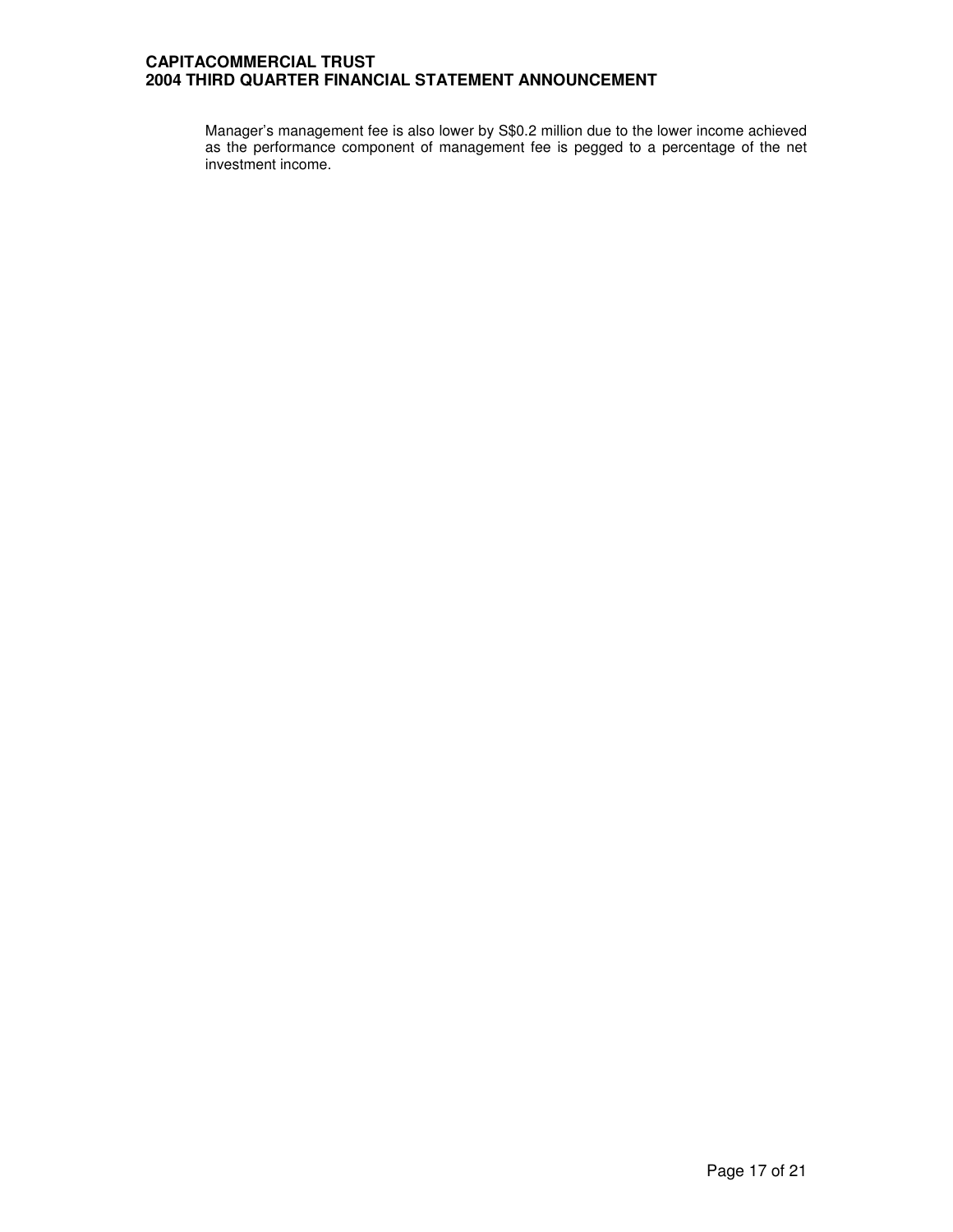Manager's management fee is also lower by S$0.2 million due to the lower income achieved as the performance component of management fee is pegged to a percentage of the net investment income.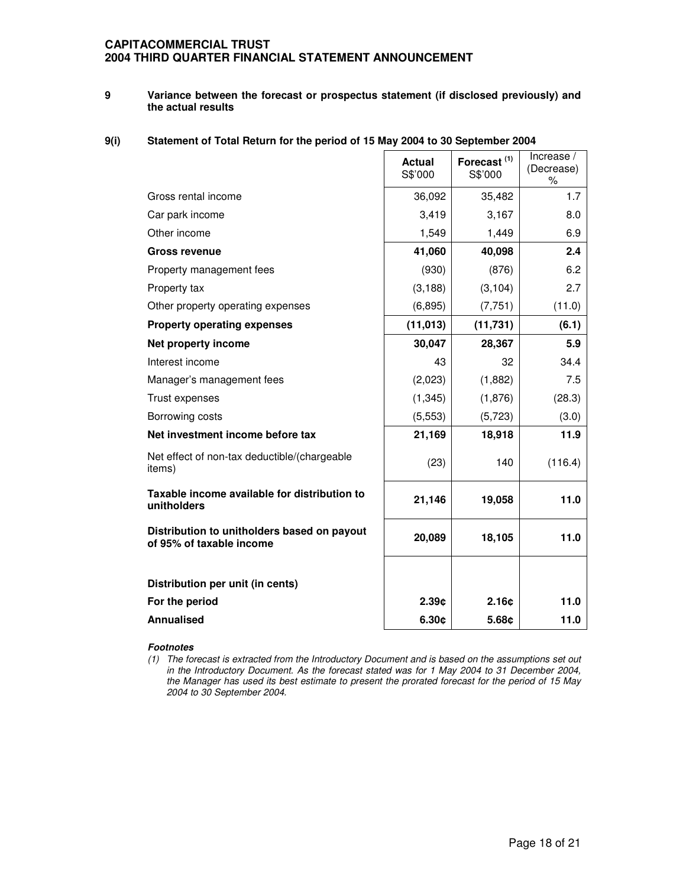**CAPITACOMMERCIAL TRUST**
**2004 THIRD QUARTER FINANCIAL STATEMENT ANNOUNCEMENT**

## 9 Variance between the forecast or prospectus statement (if disclosed previously) and the actual results

### 9(i) Statement of Total Return for the period of 15 May 2004 to 30 September 2004

| | Actual S$'000 | Forecast [(1)] S$'000 | Increase / (Decrease) % |
|---|---|---|---|
| Gross rental income | 36,092 | 35,482 | 1.7 |
| Car park income | 3,419 | 3,167 | 8.0 |
| Other income | 1,549 | 1,449 | 6.9 |
| **Gross revenue** | **41,060** | **40,098** | **2.4** |
| Property management fees | (930) | (876) | 6.2 |
| Property tax | (3,188) | (3,104) | 2.7 |
| Other property operating expenses | (6,895) | (7,751) | (11.0) |
| **Property operating expenses** | **(11,013)** | **(11,731)** | **(6.1)** |
| **Net property income** | **30,047** | **28,367** | **5.9** |
| Interest income | 43 | 32 | 34.4 |
| Manager's management fees | (2,023) | (1,882) | 7.5 |
| Trust expenses | (1,345) | (1,876) | (28.3) |
| Borrowing costs | (5,553) | (5,723) | (3.0) |
| **Net investment income before tax** | **21,169** | **18,918** | **11.9** |
| Net effect of non-tax deductible/(chargeable items) | (23) | 140 | (116.4) |
| **Taxable income available for distribution to unitholders** | **21,146** | **19,058** | **11.0** |
| **Distribution to unitholders based on payout of 95% of taxable income** | **20,089** | **18,105** | **11.0** |
| | | | |
| **Distribution per unit (in cents)** | | | |
| **For the period** | **2.39¢** | **2.16¢** | **11.0** |
| **Annualised** | **6.30¢** | **5.68¢** | **11.0** |

***Footnotes***

*(1) The forecast is extracted from the Introductory Document and is based on the assumptions set out in the Introductory Document. As the forecast stated was for 1 May 2004 to 31 December 2004, the Manager has used its best estimate to present the prorated forecast for the period of 15 May 2004 to 30 September 2004.*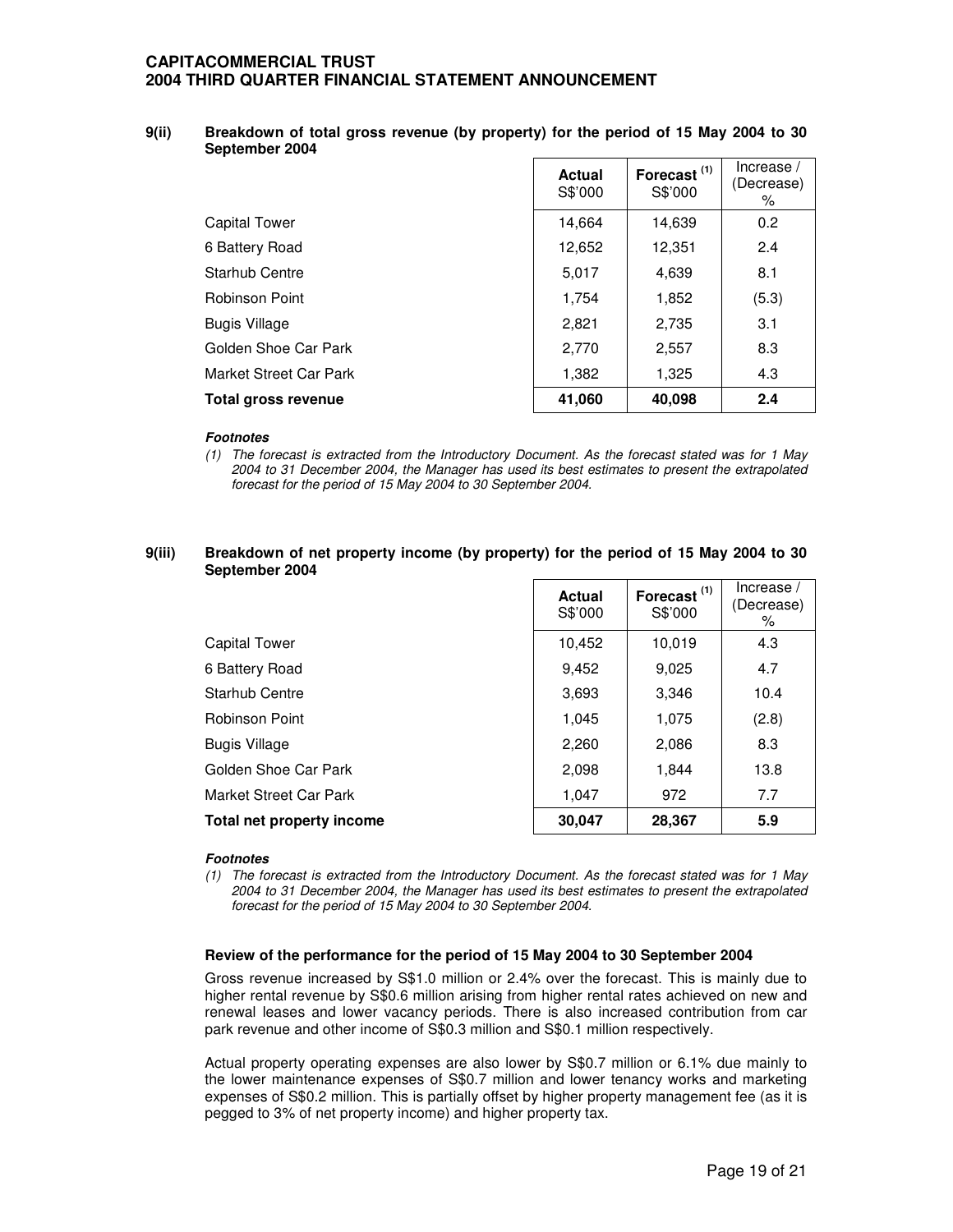### 9(ii) Breakdown of total gross revenue (by property) for the period of 15 May 2004 to 30 September 2004

| | Actual S$'000 | Forecast [(1)] S$'000 | Increase / (Decrease) % |
|---|---|---|---|
| Capital Tower | 14,664 | 14,639 | 0.2 |
| 6 Battery Road | 12,652 | 12,351 | 2.4 |
| Starhub Centre | 5,017 | 4,639 | 8.1 |
| Robinson Point | 1,754 | 1,852 | (5.3) |
| Bugis Village | 2,821 | 2,735 | 3.1 |
| Golden Shoe Car Park | 2,770 | 2,557 | 8.3 |
| Market Street Car Park | 1,382 | 1,325 | 4.3 |
| **Total gross revenue** | **41,060** | **40,098** | **2.4** |

***Footnotes***

*(1) The forecast is extracted from the Introductory Document. As the forecast stated was for 1 May 2004 to 31 December 2004, the Manager has used its best estimates to present the extrapolated forecast for the period of 15 May 2004 to 30 September 2004.*

### 9(iii) Breakdown of net property income (by property) for the period of 15 May 2004 to 30 September 2004

| | Actual S$'000 | Forecast [(1)] S$'000 | Increase / (Decrease) % |
|---|---|---|---|
| Capital Tower | 10,452 | 10,019 | 4.3 |
| 6 Battery Road | 9,452 | 9,025 | 4.7 |
| Starhub Centre | 3,693 | 3,346 | 10.4 |
| Robinson Point | 1,045 | 1,075 | (2.8) |
| Bugis Village | 2,260 | 2,086 | 8.3 |
| Golden Shoe Car Park | 2,098 | 1,844 | 13.8 |
| Market Street Car Park | 1,047 | 972 | 7.7 |
| **Total net property income** | **30,047** | **28,367** | **5.9** |

***Footnotes***

*(1) The forecast is extracted from the Introductory Document. As the forecast stated was for 1 May 2004 to 31 December 2004, the Manager has used its best estimates to present the extrapolated forecast for the period of 15 May 2004 to 30 September 2004.*

**Review of the performance for the period of 15 May 2004 to 30 September 2004**

Gross revenue increased by S$1.0 million or 2.4% over the forecast. This is mainly due to higher rental revenue by S$0.6 million arising from higher rental rates achieved on new and renewal leases and lower vacancy periods. There is also increased contribution from car park revenue and other income of S$0.3 million and S$0.1 million respectively.

Actual property operating expenses are also lower by S$0.7 million or 6.1% due mainly to the lower maintenance expenses of S$0.7 million and lower tenancy works and marketing expenses of S$0.2 million. This is partially offset by higher property management fee (as it is pegged to 3% of net property income) and higher property tax.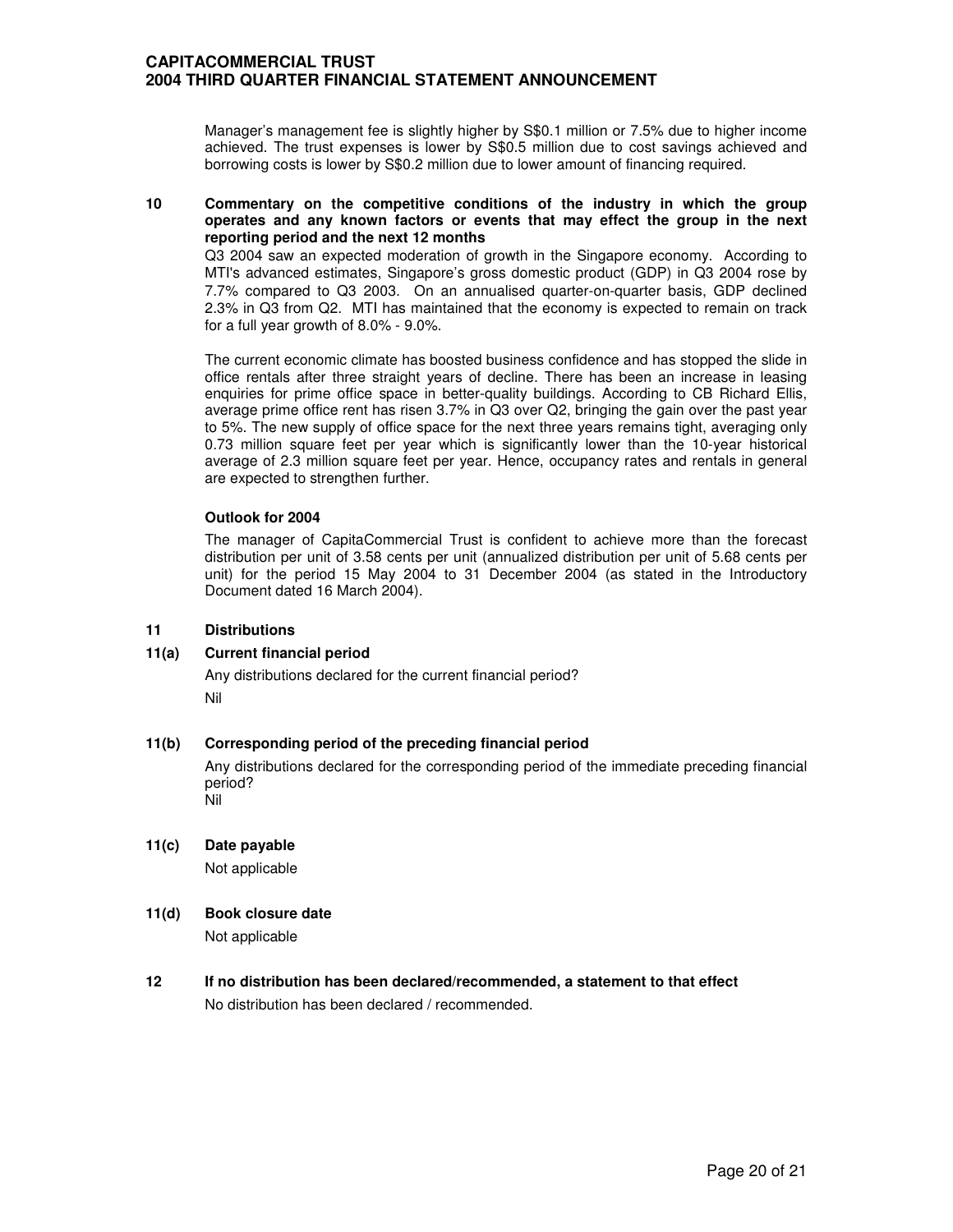Manager's management fee is slightly higher by S$0.1 million or 7.5% due to higher income achieved. The trust expenses is lower by S$0.5 million due to cost savings achieved and borrowing costs is lower by S$0.2 million due to lower amount of financing required.

**10 Commentary on the competitive conditions of the industry in which the group operates and any known factors or events that may effect the group in the next reporting period and the next 12 months**

Q3 2004 saw an expected moderation of growth in the Singapore economy. According to MTI's advanced estimates, Singapore's gross domestic product (GDP) in Q3 2004 rose by 7.7% compared to Q3 2003. On an annualised quarter-on-quarter basis, GDP declined 2.3% in Q3 from Q2. MTI has maintained that the economy is expected to remain on track for a full year growth of 8.0% - 9.0%.

The current economic climate has boosted business confidence and has stopped the slide in office rentals after three straight years of decline. There has been an increase in leasing enquiries for prime office space in better-quality buildings. According to CB Richard Ellis, average prime office rent has risen 3.7% in Q3 over Q2, bringing the gain over the past year to 5%. The new supply of office space for the next three years remains tight, averaging only 0.73 million square feet per year which is significantly lower than the 10-year historical average of 2.3 million square feet per year. Hence, occupancy rates and rentals in general are expected to strengthen further.

**Outlook for 2004**

The manager of CapitaCommercial Trust is confident to achieve more than the forecast distribution per unit of 3.58 cents per unit (annualized distribution per unit of 5.68 cents per unit) for the period 15 May 2004 to 31 December 2004 (as stated in the Introductory Document dated 16 March 2004).

**11 Distributions**

**11(a) Current financial period**

Any distributions declared for the current financial period?

Nil

**11(b) Corresponding period of the preceding financial period**

Any distributions declared for the corresponding period of the immediate preceding financial period?

Nil

**11(c) Date payable**

Not applicable

**11(d) Book closure date**

Not applicable

**12 If no distribution has been declared/recommended, a statement to that effect**

No distribution has been declared / recommended.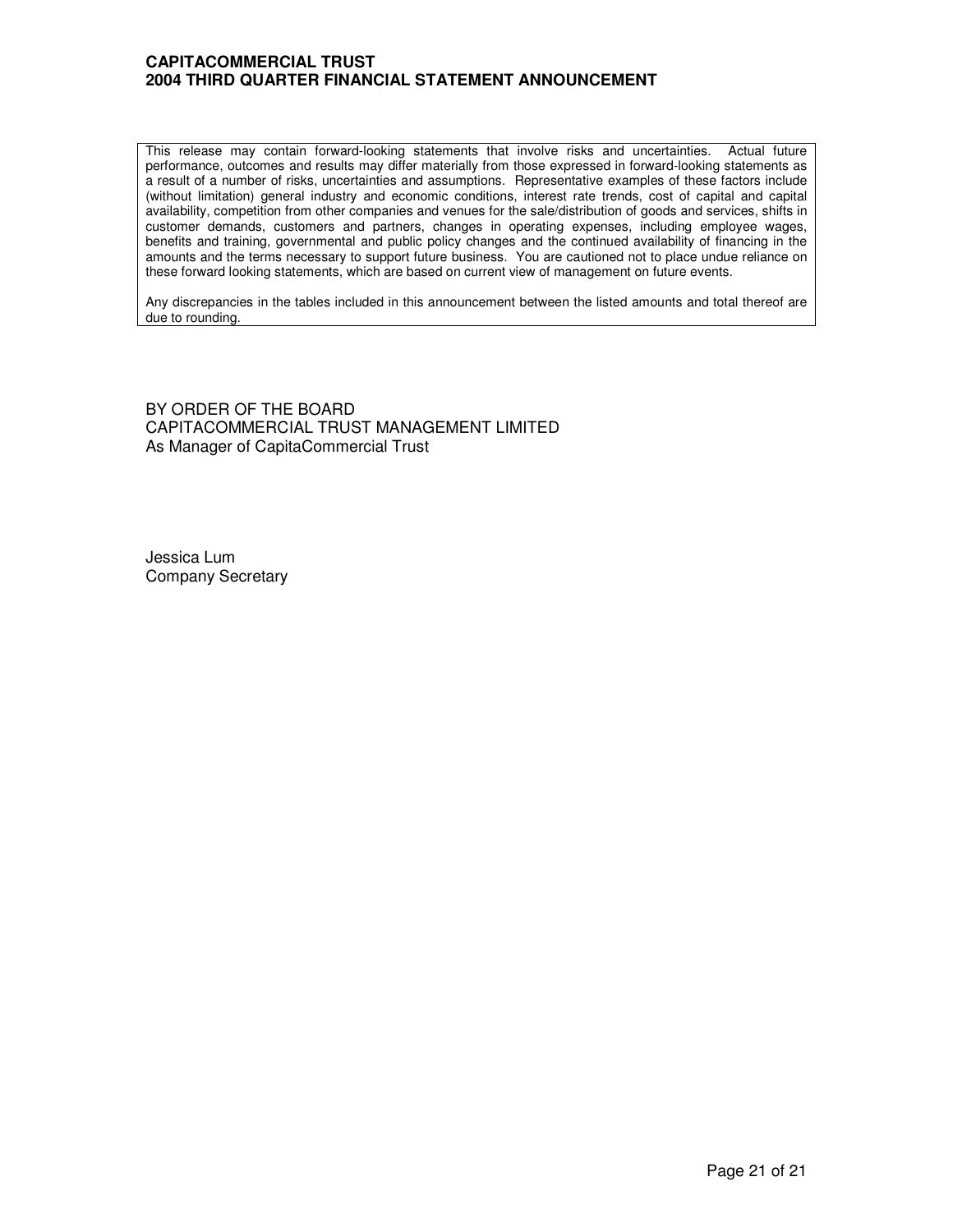This release may contain forward-looking statements that involve risks and uncertainties. Actual future performance, outcomes and results may differ materially from those expressed in forward-looking statements as a result of a number of risks, uncertainties and assumptions. Representative examples of these factors include (without limitation) general industry and economic conditions, interest rate trends, cost of capital and capital availability, competition from other companies and venues for the sale/distribution of goods and services, shifts in customer demands, customers and partners, changes in operating expenses, including employee wages, benefits and training, governmental and public policy changes and the continued availability of financing in the amounts and the terms necessary to support future business. You are cautioned not to place undue reliance on these forward looking statements, which are based on current view of management on future events.

Any discrepancies in the tables included in this announcement between the listed amounts and total thereof are due to rounding.

BY ORDER OF THE BOARD
CAPITACOMMERCIAL TRUST MANAGEMENT LIMITED
As Manager of CapitaCommercial Trust

Jessica Lum
Company Secretary